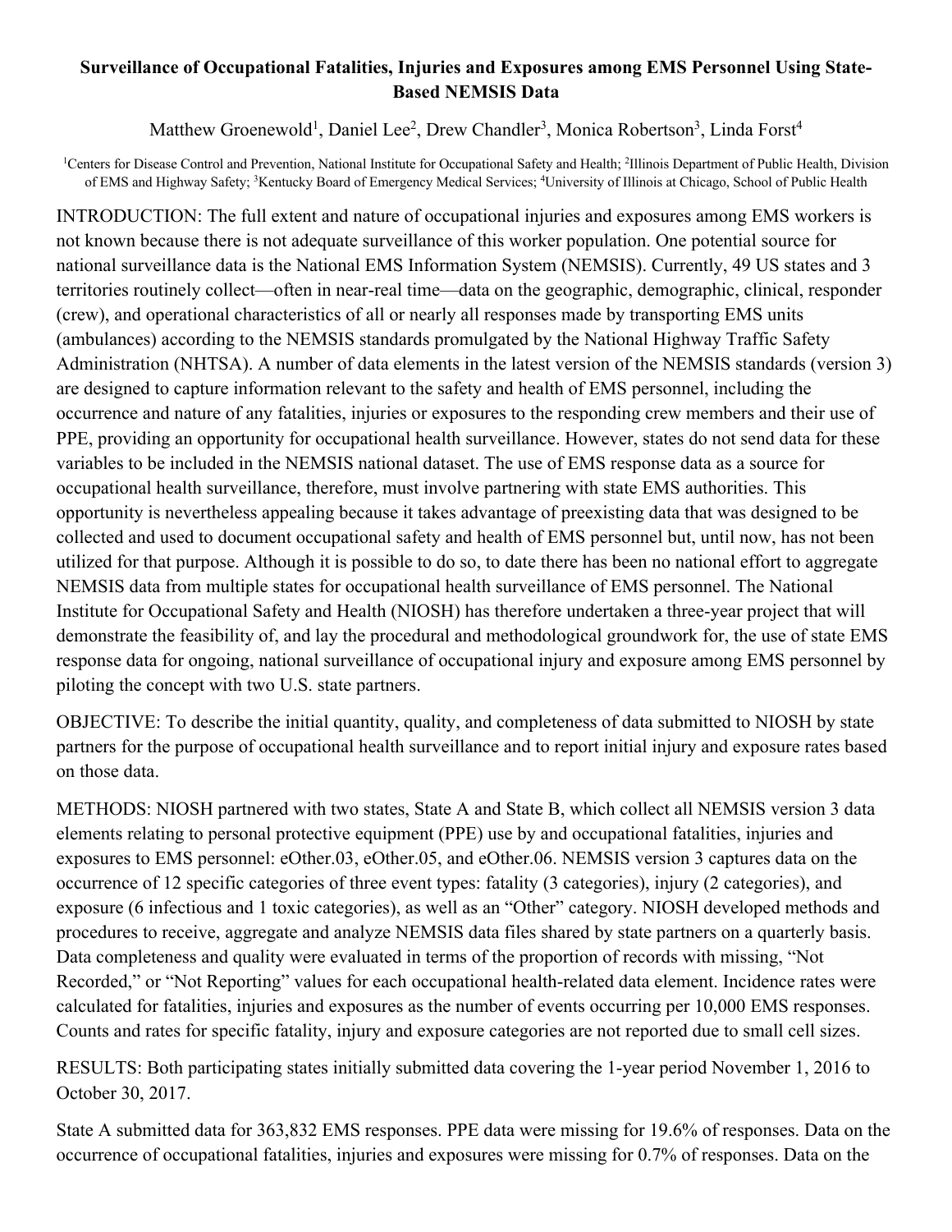# Surveillance of Occupational Fatalities, Injuries and Exposures among EMS Personnel Using State-Based NEMSIS Data

Matthew Groenewold[1], Daniel Lee[2], Drew Chandler[3], Monica Robertson[3], Linda Forst[4]

[1]Centers for Disease Control and Prevention, National Institute for Occupational Safety and Health; [2]Illinois Department of Public Health, Division of EMS and Highway Safety; [3]Kentucky Board of Emergency Medical Services; [4]University of Illinois at Chicago, School of Public Health

INTRODUCTION: The full extent and nature of occupational injuries and exposures among EMS workers is not known because there is not adequate surveillance of this worker population. One potential source for national surveillance data is the National EMS Information System (NEMSIS). Currently, 49 US states and 3 territories routinely collect—often in near-real time—data on the geographic, demographic, clinical, responder (crew), and operational characteristics of all or nearly all responses made by transporting EMS units (ambulances) according to the NEMSIS standards promulgated by the National Highway Traffic Safety Administration (NHTSA). A number of data elements in the latest version of the NEMSIS standards (version 3) are designed to capture information relevant to the safety and health of EMS personnel, including the occurrence and nature of any fatalities, injuries or exposures to the responding crew members and their use of PPE, providing an opportunity for occupational health surveillance. However, states do not send data for these variables to be included in the NEMSIS national dataset. The use of EMS response data as a source for occupational health surveillance, therefore, must involve partnering with state EMS authorities. This opportunity is nevertheless appealing because it takes advantage of preexisting data that was designed to be collected and used to document occupational safety and health of EMS personnel but, until now, has not been utilized for that purpose. Although it is possible to do so, to date there has been no national effort to aggregate NEMSIS data from multiple states for occupational health surveillance of EMS personnel. The National Institute for Occupational Safety and Health (NIOSH) has therefore undertaken a three-year project that will demonstrate the feasibility of, and lay the procedural and methodological groundwork for, the use of state EMS response data for ongoing, national surveillance of occupational injury and exposure among EMS personnel by piloting the concept with two U.S. state partners.

OBJECTIVE: To describe the initial quantity, quality, and completeness of data submitted to NIOSH by state partners for the purpose of occupational health surveillance and to report initial injury and exposure rates based on those data.

METHODS: NIOSH partnered with two states, State A and State B, which collect all NEMSIS version 3 data elements relating to personal protective equipment (PPE) use by and occupational fatalities, injuries and exposures to EMS personnel: eOther.03, eOther.05, and eOther.06. NEMSIS version 3 captures data on the occurrence of 12 specific categories of three event types: fatality (3 categories), injury (2 categories), and exposure (6 infectious and 1 toxic categories), as well as an "Other" category. NIOSH developed methods and procedures to receive, aggregate and analyze NEMSIS data files shared by state partners on a quarterly basis. Data completeness and quality were evaluated in terms of the proportion of records with missing, "Not Recorded," or "Not Reporting" values for each occupational health-related data element. Incidence rates were calculated for fatalities, injuries and exposures as the number of events occurring per 10,000 EMS responses. Counts and rates for specific fatality, injury and exposure categories are not reported due to small cell sizes.

RESULTS: Both participating states initially submitted data covering the 1-year period November 1, 2016 to October 30, 2017.

State A submitted data for 363,832 EMS responses. PPE data were missing for 19.6% of responses. Data on the occurrence of occupational fatalities, injuries and exposures were missing for 0.7% of responses. Data on the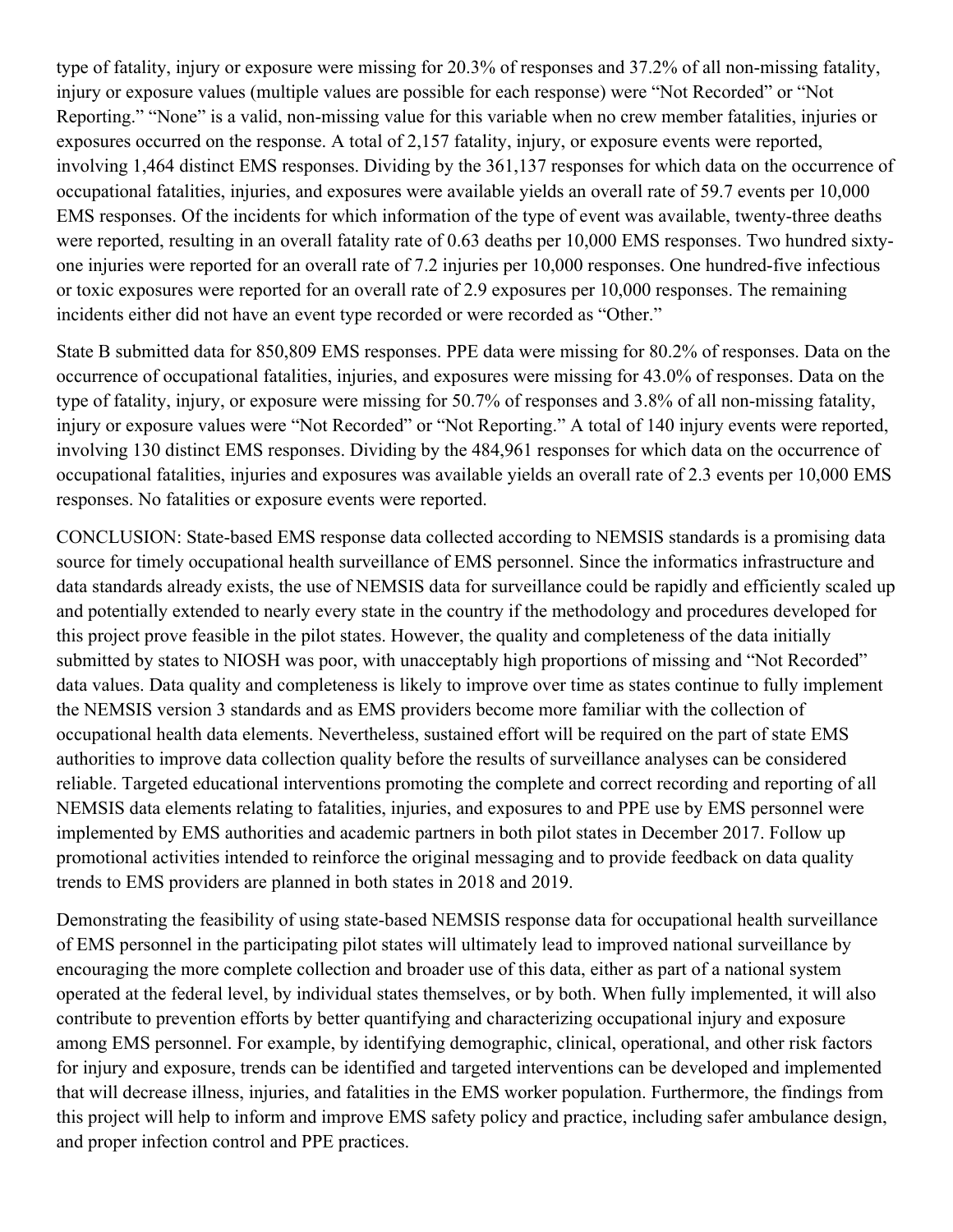type of fatality, injury or exposure were missing for 20.3% of responses and 37.2% of all non-missing fatality, injury or exposure values (multiple values are possible for each response) were "Not Recorded" or "Not Reporting." "None" is a valid, non-missing value for this variable when no crew member fatalities, injuries or exposures occurred on the response. A total of 2,157 fatality, injury, or exposure events were reported, involving 1,464 distinct EMS responses. Dividing by the 361,137 responses for which data on the occurrence of occupational fatalities, injuries, and exposures were available yields an overall rate of 59.7 events per 10,000 EMS responses. Of the incidents for which information of the type of event was available, twenty-three deaths were reported, resulting in an overall fatality rate of 0.63 deaths per 10,000 EMS responses. Two hundred sixty-one injuries were reported for an overall rate of 7.2 injuries per 10,000 responses. One hundred-five infectious or toxic exposures were reported for an overall rate of 2.9 exposures per 10,000 responses. The remaining incidents either did not have an event type recorded or were recorded as "Other."

State B submitted data for 850,809 EMS responses. PPE data were missing for 80.2% of responses. Data on the occurrence of occupational fatalities, injuries, and exposures were missing for 43.0% of responses. Data on the type of fatality, injury, or exposure were missing for 50.7% of responses and 3.8% of all non-missing fatality, injury or exposure values were "Not Recorded" or "Not Reporting." A total of 140 injury events were reported, involving 130 distinct EMS responses. Dividing by the 484,961 responses for which data on the occurrence of occupational fatalities, injuries and exposures was available yields an overall rate of 2.3 events per 10,000 EMS responses. No fatalities or exposure events were reported.

CONCLUSION: State-based EMS response data collected according to NEMSIS standards is a promising data source for timely occupational health surveillance of EMS personnel. Since the informatics infrastructure and data standards already exists, the use of NEMSIS data for surveillance could be rapidly and efficiently scaled up and potentially extended to nearly every state in the country if the methodology and procedures developed for this project prove feasible in the pilot states. However, the quality and completeness of the data initially submitted by states to NIOSH was poor, with unacceptably high proportions of missing and "Not Recorded" data values. Data quality and completeness is likely to improve over time as states continue to fully implement the NEMSIS version 3 standards and as EMS providers become more familiar with the collection of occupational health data elements. Nevertheless, sustained effort will be required on the part of state EMS authorities to improve data collection quality before the results of surveillance analyses can be considered reliable. Targeted educational interventions promoting the complete and correct recording and reporting of all NEMSIS data elements relating to fatalities, injuries, and exposures to and PPE use by EMS personnel were implemented by EMS authorities and academic partners in both pilot states in December 2017. Follow up promotional activities intended to reinforce the original messaging and to provide feedback on data quality trends to EMS providers are planned in both states in 2018 and 2019.

Demonstrating the feasibility of using state-based NEMSIS response data for occupational health surveillance of EMS personnel in the participating pilot states will ultimately lead to improved national surveillance by encouraging the more complete collection and broader use of this data, either as part of a national system operated at the federal level, by individual states themselves, or by both. When fully implemented, it will also contribute to prevention efforts by better quantifying and characterizing occupational injury and exposure among EMS personnel. For example, by identifying demographic, clinical, operational, and other risk factors for injury and exposure, trends can be identified and targeted interventions can be developed and implemented that will decrease illness, injuries, and fatalities in the EMS worker population. Furthermore, the findings from this project will help to inform and improve EMS safety policy and practice, including safer ambulance design, and proper infection control and PPE practices.